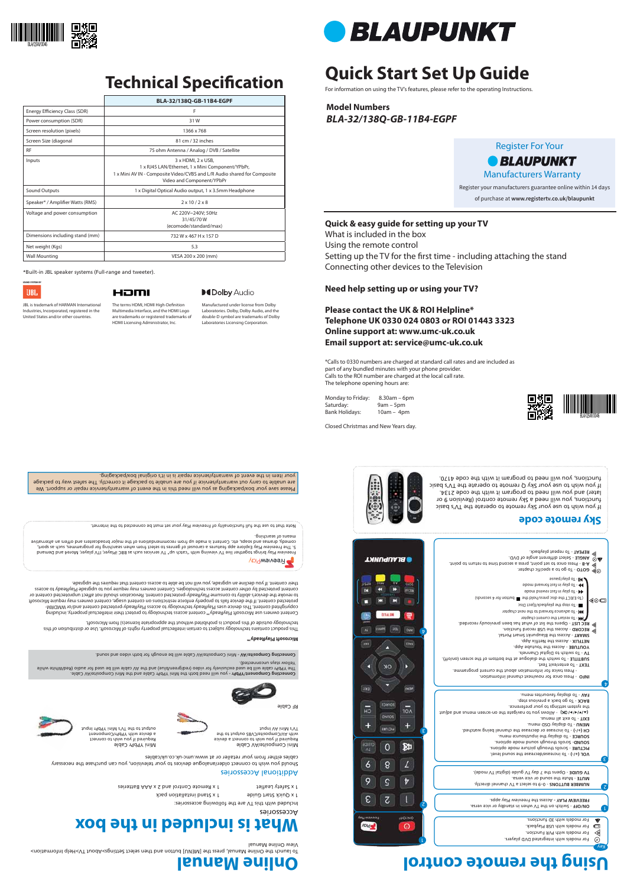# Technical Specification

| | BLA-32/138Q-GB-11B4-EGPF |
|---|---|
| Energy Efficiency Class (SDR) | F |
| Power consumption (SDR) | 31 W |
| Screen resolution (pixels) | 1366 x 768 |
| Screen Size (diagonal | 81 cm / 32 inches |
| RF | 75 ohm Antenna / Analog / DVB / Satellite |
| Inputs | 3 x HDMI, 2 x USB, 1 x RJ45 LAN/Ethernet, 1 x Mini Component/YPbPr, 1 x Mini AV IN - Composite Video/CVBS and L/R Audio shared for Composite Video and Component/YPbPr |
| Sound Outputs | 1 x Digital Optical Audio output, 1 x 3.5mm Headphone |
| Speaker* / Amplifier Watts (RMS) | 2 x 10 / 2 x 8 |
| Voltage and power consumption | AC 220V~240V; 50Hz 31/45/70 W (ecomode/standard/max) |
| Dimensions including stand (mm) | 732 W x 467 H x 157 D |
| Net weight (Kgs) | 5.3 |
| Wall Mounting | VESA 200 x 200 (mm) |

*Built-in JBL speaker systems (Full-range and tweeter).

JBL is trademark of HARMAN International Industries, Incorporated, registered in the United States and/or other countries.

The terms HDMI, HDMI High-Definition Multimedia Interface, and the HDMI Logo are trademarks or registered trademarks of HDMI Licensing Administrator, Inc.

Manufactured under license from Dolby Laboratories. Dolby, Dolby Audio, and the double-D symbol are trademarks of Dolby Laboratories Licensing Corporation.

# BLAUPUNKT

# Quick Start Set Up Guide

For information on using the TV's features, please refer to the operating Instructions.

**Model Numbers**
***BLA-32/138Q-GB-11B4-EGPF***

Register For Your BLAUPUNKT Manufacturers Warranty

Register your manufacturers guarantee online within 14 days of purchase at **www.registertv.co.uk/blaupunkt**

**Quick & easy guide for setting up your TV**
What is included in the box
Using the remote control
Setting up the TV for the first time - including attaching the stand
Connecting other devices to the Television

**Need help setting up or using your TV?**

**Please contact the UK & ROI Helpline***
**Telephone UK 0330 024 0803 or ROI 01443 3323**
**Online support at: www.umc-uk.co.uk**
**Email support at: service@umc-uk.co.uk**

*Calls to 0330 numbers are charged at standard call rates and are included as part of any bundled minutes with your phone provider.
Calls to the ROI number are charged at the local call rate.
The telephone opening hours are:

| | |
|---|---|
| Monday to Friday: | 8.30am – 6pm |
| Saturday: | 9am – 5pm |
| Bank Holidays: | 10am – 4pm |

Closed Christmas and New Years day.

# Online Manual

To launch the Online Manual, press the [MENU] button and then select Settings>About TV>Help information> View Online Manual

# What is included in the box

## Accessories

Included with this TV are the following accessories:

1 x Remote Control and 2 x AAA Batteries
1 x Safety leaflet
1 x Quick Start Guide
1 x Stand installation pack

## Additional Accessories

Should you wish to connect older/analogue devices to your television, you can purchase the necessary cables either from your retailer or at www.umc-uk.co.uk/cables

Mini Composite/AV Cable
Required if you wish to connect a device with AV/Composite/CVBS output to the TV's Mini AV input

Mini YPbPr Cable
Required if you wish to connect a device with YPbPr/Component output to the TV's Mini YPbPr input

RF Cable

**Connecting Component/YPbPr** - you will need both the Mini YPbPr Cable and the Mini Composite/AV Cable. The YPbPr cable will be used exclusively for video (red/green/blue) and the AV cable will be used for audio (Red/White while Yellow stays unconnected).

**Connecting Composite/AV** - Mini Composite/AV Cable will be enough for both video and sound.

**Microsoft PlayReady™**

This product contains technology subject to certain intellectual property rights of Microsoft. Use or distribution of this technology outside of this product is prohibited without the appropriate license(s) from Microsoft.

Content owners use Microsoft PlayReady™ content access technology to protect their intellectual property, including copyrighted content. This device uses PlayReady technology to access PlayReady-protected content and/or WMDRM-protected content. If the device fails to properly enforce restrictions on content usage, content owners may require Microsoft to revoke the device's ability to consume PlayReady-protected content. Revocation should not affect unprotected content or content protected by other content access technologies. Content owners may require you to upgrade PlayReady to access their content. If you decline an upgrade, you will not be able to access content that requires the upgrade.

**FreeviewPlay**

Freeview Play brings together live TV viewing with "catch up" TV services such as BBC iPlayer, ITV Player, More4 and Demand 5. The Freeview Play explore app features a carousel of genres to select from when searching for programmes, such as sport, comedy, dramas and soaps, etc. Content is made up from recommendations of the major broadcasters and offers an alternative means of searching.

Note that to use the full functionality of Freeview Play your set must be connected to the internet.

Please save your box/packaging as you will need this in the event of warranty/service repair or support. We are unable to carry out warranty/service repair if you are unable to package it correctly. The safest way to package your item in the event of warranty/service repair is in it's original box/packaging.

# Using the remote control

**Key**
- For models with integrated DVD players.
- For models with PVR Function.
- For models with USB Playback.
- For models with 3D functions.

1
**ON/OFF** - Switch on the TV when in standby or vice versa.
**FREEVIEW PLAY** - Access the Freeview Play apps.

2
**NUMBER BUTTONS** - 0-9 to select a TV channel directly.
**MUTE** - Mute the sound or vice versa.
**TV GUIDE** - Opens the 7 day TV guide (digital TV mode).

3
**VOL (+/-)** - To increase/decrease the sound level.
**PICTURE** - Scrolls through picture mode options.
**SOUND** - Scrolls through sound mode options.
**SOURCE** - To display the input/source menu.
**CH (+/-)** - To increase or decrease the channel being watched.
**MENU** - To display OSD menu.
**EXIT** - To exit all menus.
**(▲/▼/◄/►/OK)** - Allows you to navigate the on-screen menus and adjust the system settings to your preference.
**BACK** - To go back a previous step.
**FAV** - To display favourites menu.

4
**INFO** - Press once for now/next channel information.
Press twice for information about the current programme.
**TEXT** - To enter/exit Text.
**SUBTITLE** - To switch the dialogue at the bottom of the screen (on/off).
**TV** - To switch to Digital Channels.
**YOUTUBE** - Access the YouTube app.
**NETFLIX** - Access the Netflix app.
**SMART** - Access the Blaupunkt Smart Portal.
**RECORD** - Access the USB record function.
**REC LIST** - Opens the list of what has been previously recorded.
**◄◄** - To restart the current chapter
**►►** - To advance forward to the next chapter
**■** - To stop the playback/Eject Disc
(To EJECT the disc press/hold the ■ button for 4 seconds)
**◄◄** - To play in fast rewind mode
**►►** - To play in fast forward mode
**►II** - To play/pause
**GOTO** - To go to a specific chapter.
**A-B** - Press once to set point, press a second time to return to point.
**ANGLE** - Select different angle of DVD.
**REPEAT** - To repeat playback.

# Sky remote code

If you wish to use your Sky remote to operate the TV's basic functions, you will need a Sky remote control (Revision 9 or later) and you will need to program it with the code 2134.
If you wish to use your Sky Q remote to operate the TV's basic functions, you will need to program it with the code 4170.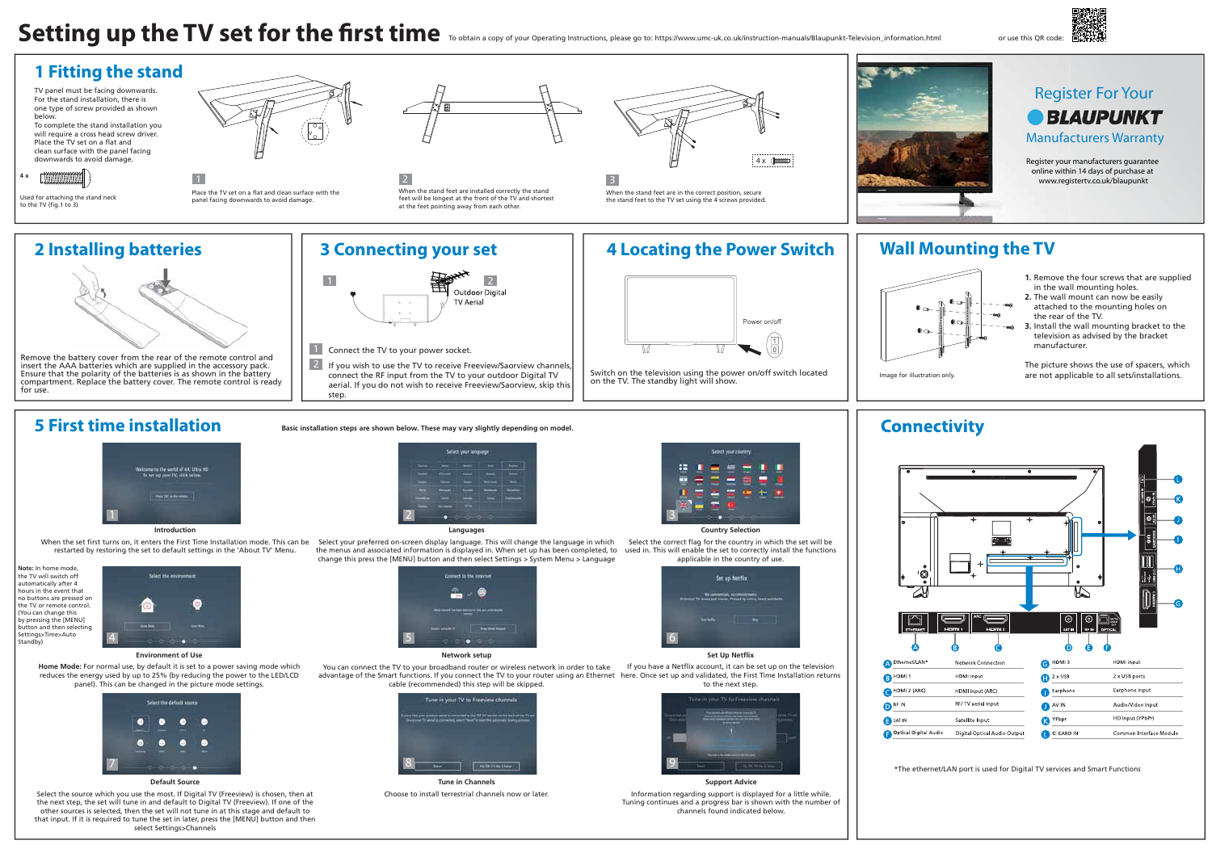# Setting up the TV set for the first time

To obtain a copy of your Operating Instructions, please go to: https://www.umc-uk.co.uk/instruction-manuals/Blaupunkt-Television_information.html or use this QR code:

## 1 Fitting the stand

TV panel must be facing downwards. For the stand installation, there is one type of screw provided as shown below.
To complete the stand installation you will require a cross head screw driver. Place the TV set on a flat and clean surface with the panel facing downwards to avoid damage.

4 x

Used for attaching the stand neck to the TV (fig.1 to 3)

1 Place the TV set on a flat and clean surface with the panel facing downwards to avoid damage.

2 When the stand feet are installed correctly the stand feet will be longest at the front of the TV and shortest at the feet pointing away from each other.

3 When the stand feet are in the correct position, secure the stand feet to the TV set using the 4 screws provided.

4 x

## Register For Your BLAUPUNKT Manufacturers Warranty

Register your manufacturers guarantee online within 14 days of purchase at www.registertv.co.uk/blaupunkt

## 2 Installing batteries

Remove the battery cover from the rear of the remote control and insert the AAA batteries which are supplied in the accessory pack. Ensure that the polarity of the batteries is as shown in the battery compartment. Replace the battery cover. The remote control is ready for use.

## 3 Connecting your set

Outdoor Digital TV Aerial

1 Connect the TV to your power socket.

2 If you wish to use the TV to receive Freeview/Saorview channels, connect the RF input from the TV to your outdoor Digital TV aerial. If you do not wish to receive Freeview/Saorview, skip this step.

## 4 Locating the Power Switch

Power on/off

Switch on the television using the power on/off switch located on the TV. The standby light will show.

## Wall Mounting the TV

1. Remove the four screws that are supplied in the wall mounting holes.
2. The wall mount can now be easily attached to the mounting holes on the rear of the TV.
3. Install the wall mounting bracket to the television as advised by the bracket manufacturer.

The picture shows the use of spacers, which are not applicable to all sets/installations.

Image for illustration only.

## 5 First time installation

**Basic installation steps are shown below. These may vary slightly depending on model.**

**1 Introduction**

When the set first turns on, it enters the First Time Installation mode. This can be restarted by restoring the set to default settings in the 'About TV' Menu.

**2 Languages**

Select your preferred on-screen display language. This will change the language in which the menus and associated information is displayed in. When set up has been completed, to change this press the [MENU] button and then select Settings > System Menu > Language

**3 Country Selection**

Select the correct flag for the country in which the set will be used in. This will enable the set to correctly install the functions applicable in the country of use.

**Note:** In home mode, the TV will switch off automatically after 4 hours in the event that no buttons are pressed on the TV or remote control. (You can change this by pressing the [MENU] button and then selecting Settings>Timer>Auto Standby)

**4 Environment of Use**

**Home Mode:** For normal use, by default it is set to a power saving mode which reduces the energy used by up to 25% (by reducing the power to the LED/LCD panel). This can be changed in the picture mode settings.

**5 Network setup**

You can connect the TV to your broadband router or wireless network in order to take advantage of the Smart functions. If you connect the TV to your router using an Ethernet cable (recommended) this step will be skipped.

**6 Set Up Netflix**

If you have a Netflix account, it can be set up on the television here. Once set up and validated, the First Time Installation returns to the next step.

**7 Default Source**

Select the source which you use the most. If Digital TV (Freeview) is chosen, then at the next step, the set will tune in and default to Digital TV (Freeview). If one of the other sources is selected, then the set will not tune in at this stage and default to that input. If it is required to tune the set in later, press the [MENU] button and then select Settings>Channels

**8 Tune in Channels**

Choose to install terrestrial channels now or later.

**9 Support Advice**

Information regarding support is displayed for a little while. Tuning continues and a progress bar is shown with the number of channels found indicated below.

## Connectivity

| | | | |
|---|---|---|---|
| A Ethernet/LAN* | Network Connection | G HDMI 3 | HDMI input |
| B HDMI 1 | HDMI input | H 2 x USB | 2 x USB ports |
| C HDMI 2 (ARC) | HDMI input (ARC) | I Earphone | Earphone input |
| D RF IN | RF/ TV aerial input | J AV IN | Audio/Video input |
| E SAT IN | Satellite Input | K YPbPr | HD Input (YPbPr) |
| F Optical Digital Audio | Digital Optical Audio Output | L CI CARD IN | Common Interface Module |

*The ethernet/LAN port is used for Digital TV services and Smart Functions